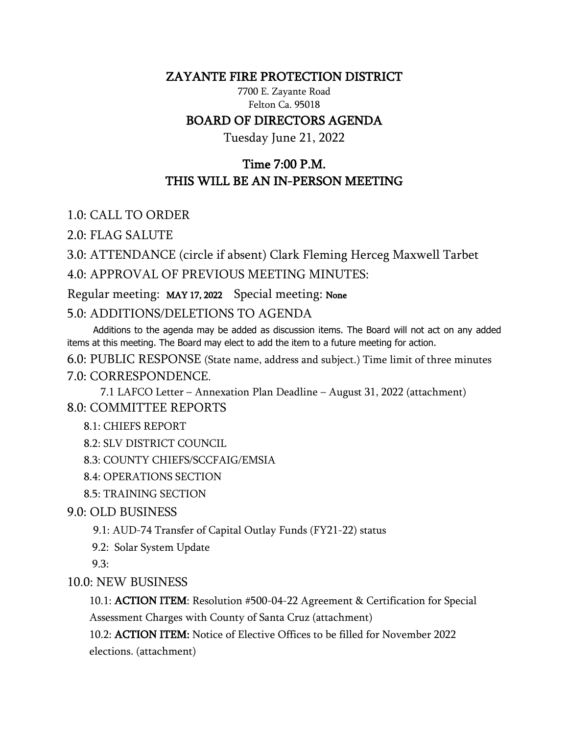# ZAYANTE FIRE PROTECTION DISTRICT

7700 E. Zayante Road
Felton Ca. 95018

## BOARD OF DIRECTORS AGENDA

Tuesday June 21, 2022

## Time 7:00 P.M.
## THIS WILL BE AN IN-PERSON MEETING

1.0: CALL TO ORDER

2.0: FLAG SALUTE

3.0: ATTENDANCE (circle if absent) Clark Fleming Herceg Maxwell Tarbet

4.0: APPROVAL OF PREVIOUS MEETING MINUTES:

Regular meeting: **MAY 17, 2022** Special meeting: **None**

5.0: ADDITIONS/DELETIONS TO AGENDA

Additions to the agenda may be added as discussion items. The Board will not act on any added items at this meeting. The Board may elect to add the item to a future meeting for action.

6.0: PUBLIC RESPONSE (State name, address and subject.) Time limit of three minutes

7.0: CORRESPONDENCE.

- 7.1 LAFCO Letter – Annexation Plan Deadline – August 31, 2022 (attachment)

8.0: COMMITTEE REPORTS

- 8.1: CHIEFS REPORT
- 8.2: SLV DISTRICT COUNCIL
- 8.3: COUNTY CHIEFS/SCCFAIG/EMSIA
- 8.4: OPERATIONS SECTION
- 8.5: TRAINING SECTION

9.0: OLD BUSINESS

- 9.1: AUD-74 Transfer of Capital Outlay Funds (FY21-22) status
- 9.2: Solar System Update
- 9.3:

10.0: NEW BUSINESS

- 10.1: **ACTION ITEM**: Resolution #500-04-22 Agreement & Certification for Special Assessment Charges with County of Santa Cruz (attachment)
- 10.2: **ACTION ITEM:** Notice of Elective Offices to be filled for November 2022 elections. (attachment)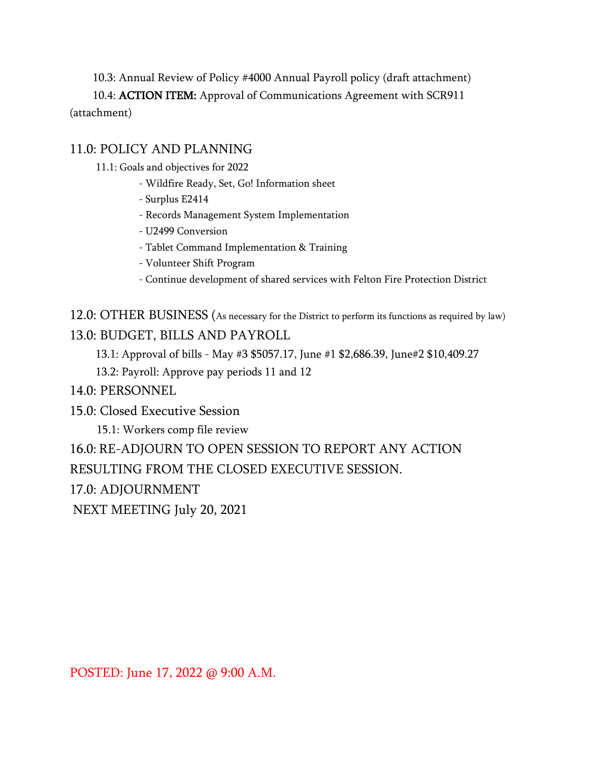10.3: Annual Review of Policy #4000 Annual Payroll policy (draft attachment)

10.4: **ACTION ITEM:** Approval of Communications Agreement with SCR911 (attachment)

## 11.0: POLICY AND PLANNING

11.1: Goals and objectives for 2022

- Wildfire Ready, Set, Go! Information sheet
- Surplus E2414
- Records Management System Implementation
- U2499 Conversion
- Tablet Command Implementation & Training
- Volunteer Shift Program
- Continue development of shared services with Felton Fire Protection District

## 12.0: OTHER BUSINESS (As necessary for the District to perform its functions as required by law)

## 13.0: BUDGET, BILLS AND PAYROLL

13.1: Approval of bills - May #3 $5057.17, June #1 $2,686.39, June#2 $10,409.27

13.2: Payroll: Approve pay periods 11 and 12

## 14.0: PERSONNEL

## 15.0: Closed Executive Session

15.1: Workers comp file review

## 16.0: RE-ADJOURN TO OPEN SESSION TO REPORT ANY ACTION RESULTING FROM THE CLOSED EXECUTIVE SESSION.

## 17.0: ADJOURNMENT

NEXT MEETING July 20, 2021

POSTED: June 17, 2022 @ 9:00 A.M.